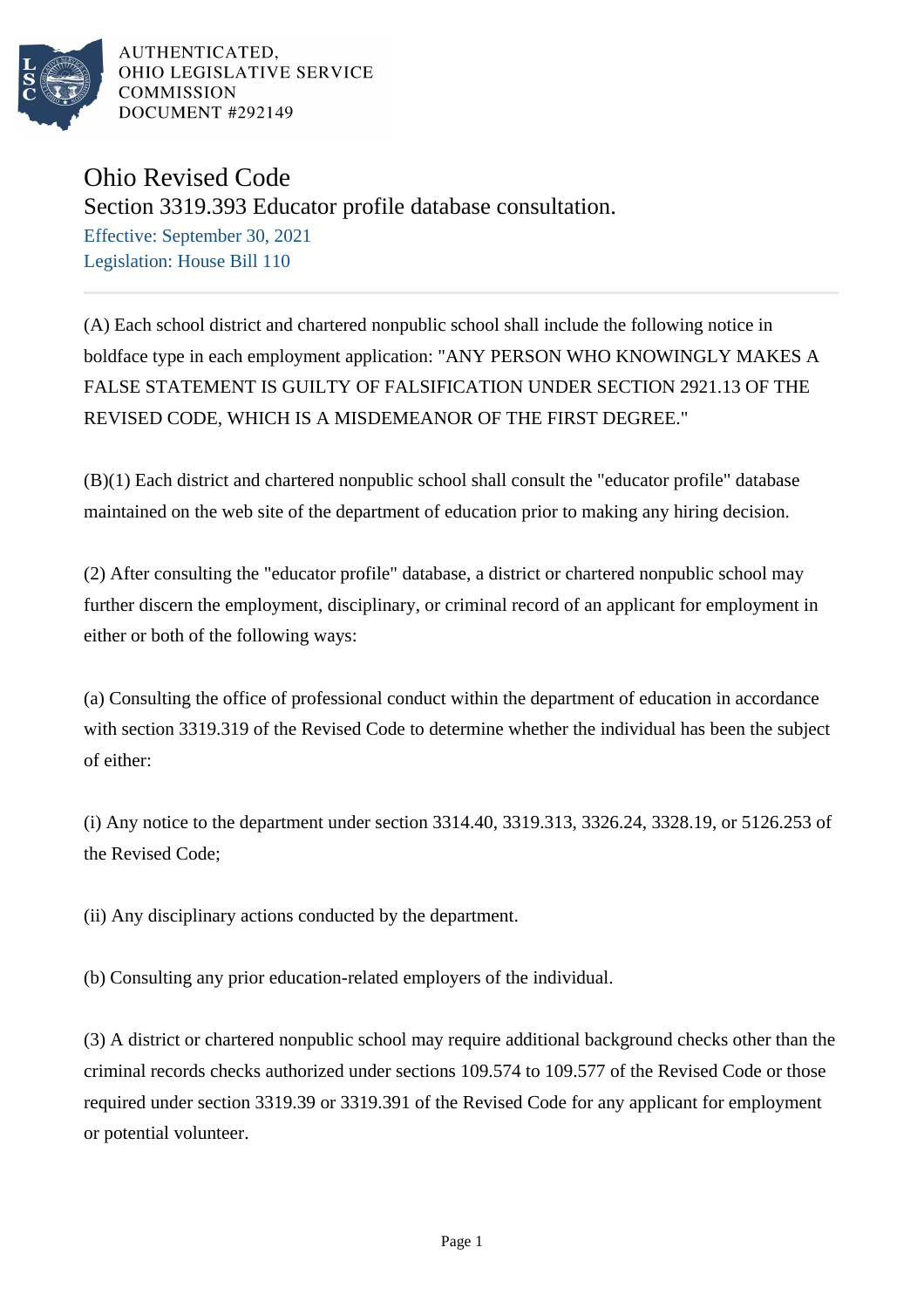AUTHENTICATED,
OHIO LEGISLATIVE SERVICE
COMMISSION
DOCUMENT #292149

# Ohio Revised Code

## Section 3319.393 Educator profile database consultation.

Effective: September 30, 2021
Legislation: House Bill 110

(A) Each school district and chartered nonpublic school shall include the following notice in boldface type in each employment application: "ANY PERSON WHO KNOWINGLY MAKES A FALSE STATEMENT IS GUILTY OF FALSIFICATION UNDER SECTION 2921.13 OF THE REVISED CODE, WHICH IS A MISDEMEANOR OF THE FIRST DEGREE."

(B)(1) Each district and chartered nonpublic school shall consult the "educator profile" database maintained on the web site of the department of education prior to making any hiring decision.

(2) After consulting the "educator profile" database, a district or chartered nonpublic school may further discern the employment, disciplinary, or criminal record of an applicant for employment in either or both of the following ways:

(a) Consulting the office of professional conduct within the department of education in accordance with section 3319.319 of the Revised Code to determine whether the individual has been the subject of either:

(i) Any notice to the department under section 3314.40, 3319.313, 3326.24, 3328.19, or 5126.253 of the Revised Code;

(ii) Any disciplinary actions conducted by the department.

(b) Consulting any prior education-related employers of the individual.

(3) A district or chartered nonpublic school may require additional background checks other than the criminal records checks authorized under sections 109.574 to 109.577 of the Revised Code or those required under section 3319.39 or 3319.391 of the Revised Code for any applicant for employment or potential volunteer.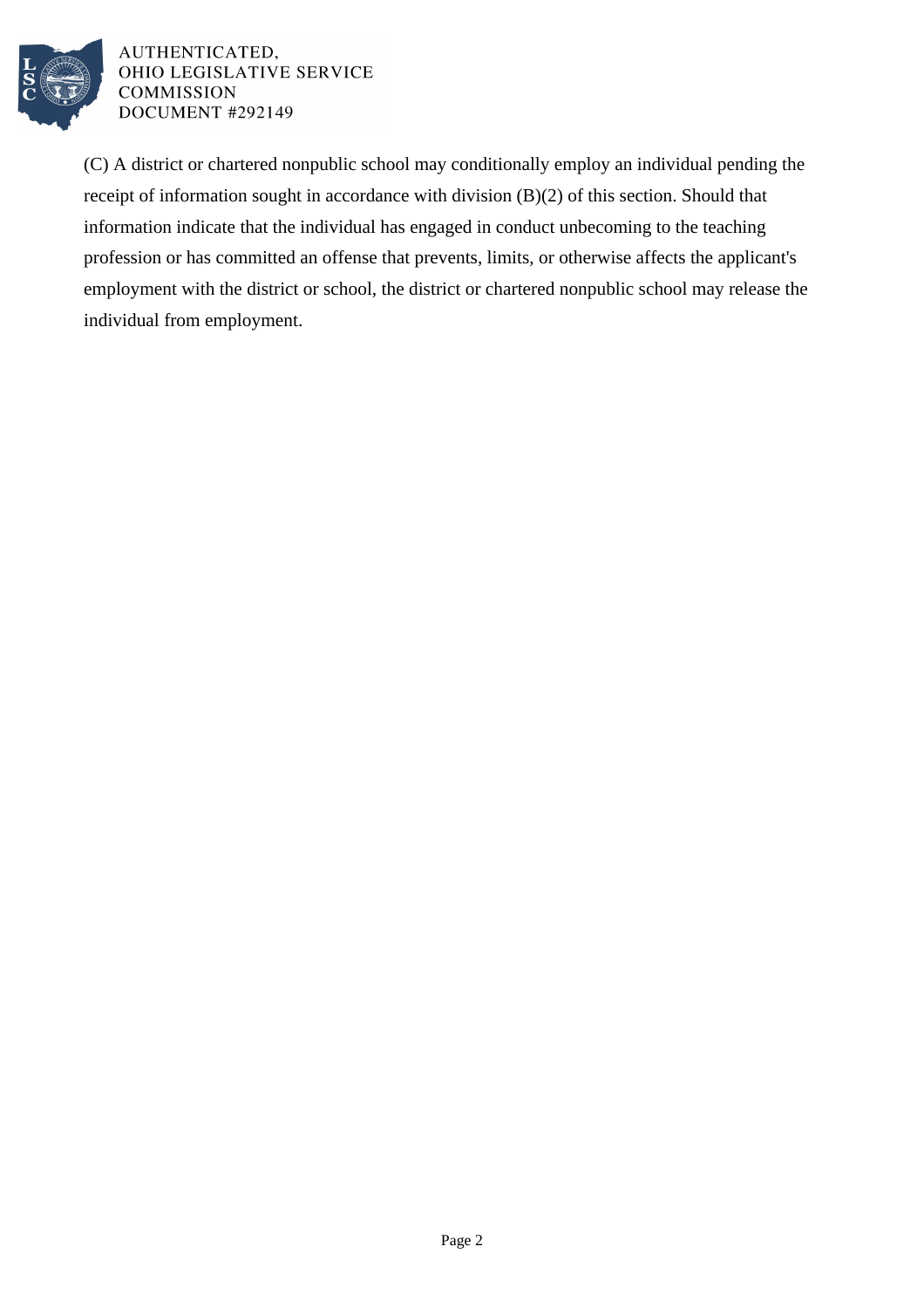(C) A district or chartered nonpublic school may conditionally employ an individual pending the receipt of information sought in accordance with division (B)(2) of this section. Should that information indicate that the individual has engaged in conduct unbecoming to the teaching profession or has committed an offense that prevents, limits, or otherwise affects the applicant's employment with the district or school, the district or chartered nonpublic school may release the individual from employment.